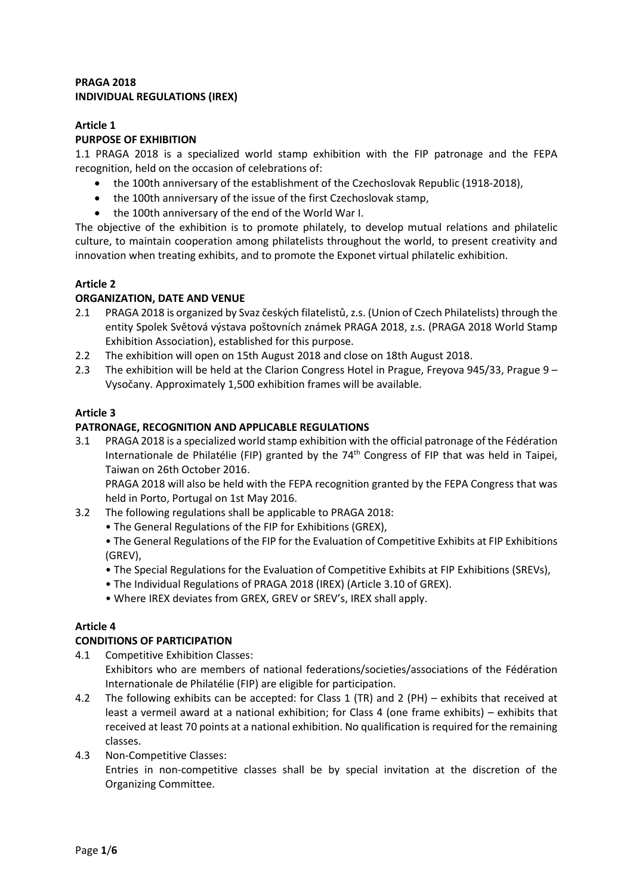**PRAGA 2018**
**INDIVIDUAL REGULATIONS (IREX)**

## Article 1

### PURPOSE OF EXHIBITION

1.1 PRAGA 2018 is a specialized world stamp exhibition with the FIP patronage and the FEPA recognition, held on the occasion of celebrations of:

- the 100th anniversary of the establishment of the Czechoslovak Republic (1918-2018),
- the 100th anniversary of the issue of the first Czechoslovak stamp,
- the 100th anniversary of the end of the World War I.

The objective of the exhibition is to promote philately, to develop mutual relations and philatelic culture, to maintain cooperation among philatelists throughout the world, to present creativity and innovation when treating exhibits, and to promote the Exponet virtual philatelic exhibition.

## Article 2

### ORGANIZATION, DATE AND VENUE

2.1 PRAGA 2018 is organized by Svaz českých filatelistů, z.s. (Union of Czech Philatelists) through the entity Spolek Světová výstava poštovních známek PRAGA 2018, z.s. (PRAGA 2018 World Stamp Exhibition Association), established for this purpose.

2.2 The exhibition will open on 15th August 2018 and close on 18th August 2018.

2.3 The exhibition will be held at the Clarion Congress Hotel in Prague, Freyova 945/33, Prague 9 – Vysočany. Approximately 1,500 exhibition frames will be available.

## Article 3

### PATRONAGE, RECOGNITION AND APPLICABLE REGULATIONS

3.1 PRAGA 2018 is a specialized world stamp exhibition with the official patronage of the Fédération Internationale de Philatélie (FIP) granted by the 74th Congress of FIP that was held in Taipei, Taiwan on 26th October 2016.

PRAGA 2018 will also be held with the FEPA recognition granted by the FEPA Congress that was held in Porto, Portugal on 1st May 2016.

3.2 The following regulations shall be applicable to PRAGA 2018:

- The General Regulations of the FIP for Exhibitions (GREX),
- The General Regulations of the FIP for the Evaluation of Competitive Exhibits at FIP Exhibitions (GREV),
- The Special Regulations for the Evaluation of Competitive Exhibits at FIP Exhibitions (SREVs),
- The Individual Regulations of PRAGA 2018 (IREX) (Article 3.10 of GREX).
- Where IREX deviates from GREX, GREV or SREV's, IREX shall apply.

## Article 4

### CONDITIONS OF PARTICIPATION

4.1 Competitive Exhibition Classes:

Exhibitors who are members of national federations/societies/associations of the Fédération Internationale de Philatélie (FIP) are eligible for participation.

4.2 The following exhibits can be accepted: for Class 1 (TR) and 2 (PH) – exhibits that received at least a vermeil award at a national exhibition; for Class 4 (one frame exhibits) – exhibits that received at least 70 points at a national exhibition. No qualification is required for the remaining classes.

4.3 Non-Competitive Classes:

Entries in non-competitive classes shall be by special invitation at the discretion of the Organizing Committee.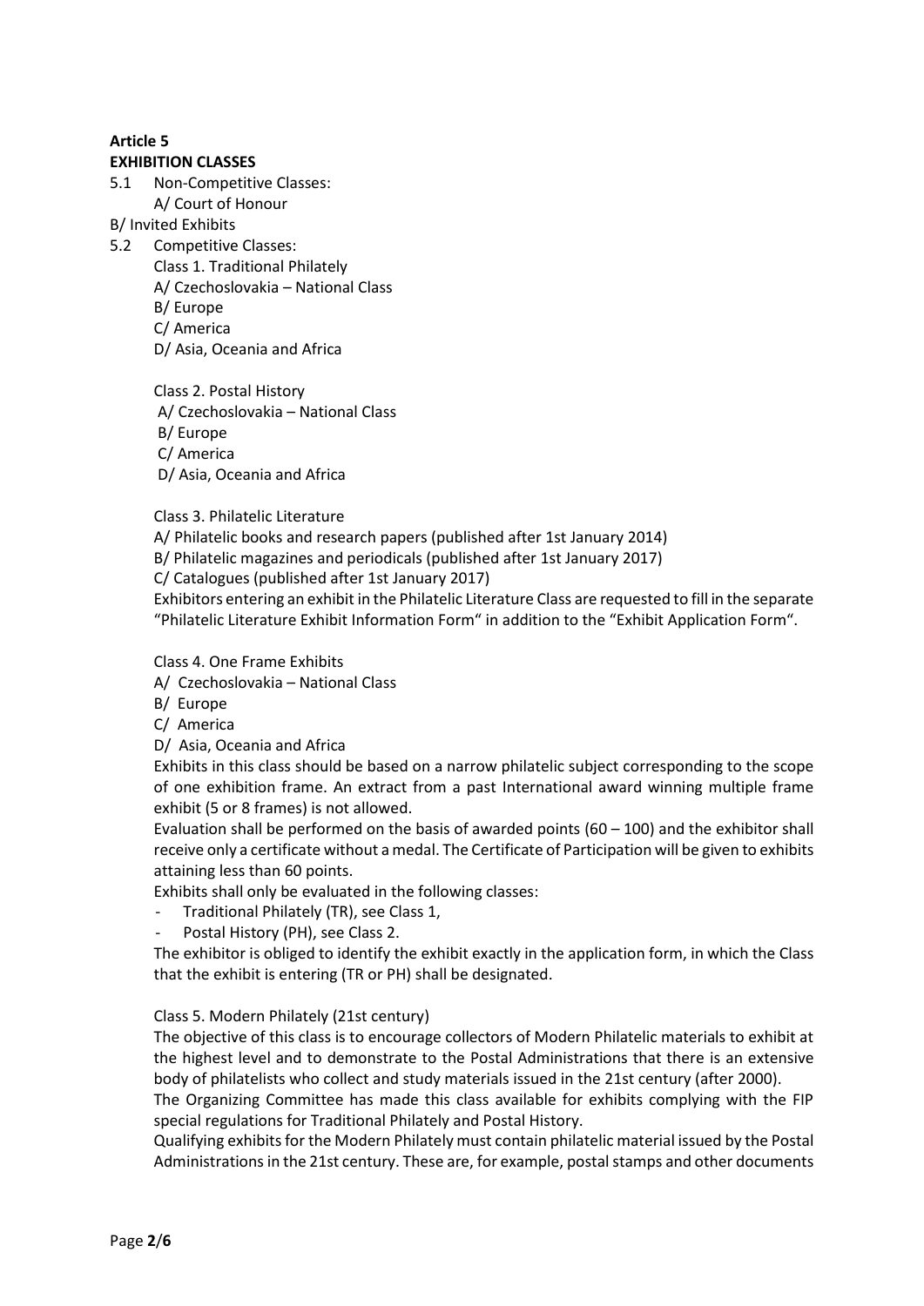**Article 5**

**EXHIBITION CLASSES**

5.1 Non-Competitive Classes:

A/ Court of Honour

B/ Invited Exhibits

5.2 Competitive Classes:

Class 1. Traditional Philately

A/ Czechoslovakia – National Class

B/ Europe

C/ America

D/ Asia, Oceania and Africa

Class 2. Postal History

A/ Czechoslovakia – National Class

B/ Europe

C/ America

D/ Asia, Oceania and Africa

Class 3. Philatelic Literature

A/ Philatelic books and research papers (published after 1st January 2014)

B/ Philatelic magazines and periodicals (published after 1st January 2017)

C/ Catalogues (published after 1st January 2017)

Exhibitors entering an exhibit in the Philatelic Literature Class are requested to fill in the separate "Philatelic Literature Exhibit Information Form" in addition to the "Exhibit Application Form".

Class 4. One Frame Exhibits

A/ Czechoslovakia – National Class

B/ Europe

C/ America

D/ Asia, Oceania and Africa

Exhibits in this class should be based on a narrow philatelic subject corresponding to the scope of one exhibition frame. An extract from a past International award winning multiple frame exhibit (5 or 8 frames) is not allowed.

Evaluation shall be performed on the basis of awarded points (60 – 100) and the exhibitor shall receive only a certificate without a medal. The Certificate of Participation will be given to exhibits attaining less than 60 points.

Exhibits shall only be evaluated in the following classes:

- Traditional Philately (TR), see Class 1,
- Postal History (PH), see Class 2.

The exhibitor is obliged to identify the exhibit exactly in the application form, in which the Class that the exhibit is entering (TR or PH) shall be designated.

Class 5. Modern Philately (21st century)

The objective of this class is to encourage collectors of Modern Philatelic materials to exhibit at the highest level and to demonstrate to the Postal Administrations that there is an extensive body of philatelists who collect and study materials issued in the 21st century (after 2000).

The Organizing Committee has made this class available for exhibits complying with the FIP special regulations for Traditional Philately and Postal History.

Qualifying exhibits for the Modern Philately must contain philatelic material issued by the Postal Administrations in the 21st century. These are, for example, postal stamps and other documents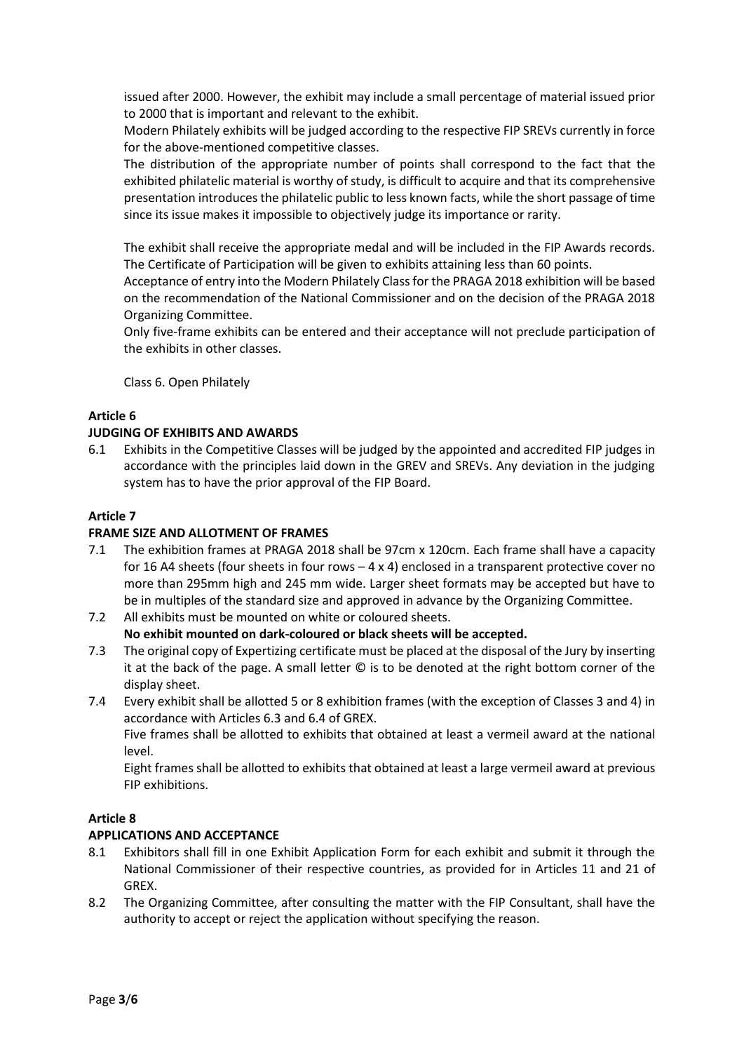issued after 2000. However, the exhibit may include a small percentage of material issued prior to 2000 that is important and relevant to the exhibit.

Modern Philately exhibits will be judged according to the respective FIP SREVs currently in force for the above-mentioned competitive classes.

The distribution of the appropriate number of points shall correspond to the fact that the exhibited philatelic material is worthy of study, is difficult to acquire and that its comprehensive presentation introduces the philatelic public to less known facts, while the short passage of time since its issue makes it impossible to objectively judge its importance or rarity.

The exhibit shall receive the appropriate medal and will be included in the FIP Awards records. The Certificate of Participation will be given to exhibits attaining less than 60 points.

Acceptance of entry into the Modern Philately Class for the PRAGA 2018 exhibition will be based on the recommendation of the National Commissioner and on the decision of the PRAGA 2018 Organizing Committee.

Only five-frame exhibits can be entered and their acceptance will not preclude participation of the exhibits in other classes.

Class 6. Open Philately

**Article 6**

**JUDGING OF EXHIBITS AND AWARDS**

6.1 Exhibits in the Competitive Classes will be judged by the appointed and accredited FIP judges in accordance with the principles laid down in the GREV and SREVs. Any deviation in the judging system has to have the prior approval of the FIP Board.

**Article 7**

**FRAME SIZE AND ALLOTMENT OF FRAMES**

7.1 The exhibition frames at PRAGA 2018 shall be 97cm x 120cm. Each frame shall have a capacity for 16 A4 sheets (four sheets in four rows – 4 x 4) enclosed in a transparent protective cover no more than 295mm high and 245 mm wide. Larger sheet formats may be accepted but have to be in multiples of the standard size and approved in advance by the Organizing Committee.

7.2 All exhibits must be mounted on white or coloured sheets.
**No exhibit mounted on dark-coloured or black sheets will be accepted.**

7.3 The original copy of Expertizing certificate must be placed at the disposal of the Jury by inserting it at the back of the page. A small letter © is to be denoted at the right bottom corner of the display sheet.

7.4 Every exhibit shall be allotted 5 or 8 exhibition frames (with the exception of Classes 3 and 4) in accordance with Articles 6.3 and 6.4 of GREX.
Five frames shall be allotted to exhibits that obtained at least a vermeil award at the national level.
Eight frames shall be allotted to exhibits that obtained at least a large vermeil award at previous FIP exhibitions.

**Article 8**

**APPLICATIONS AND ACCEPTANCE**

8.1 Exhibitors shall fill in one Exhibit Application Form for each exhibit and submit it through the National Commissioner of their respective countries, as provided for in Articles 11 and 21 of GREX.

8.2 The Organizing Committee, after consulting the matter with the FIP Consultant, shall have the authority to accept or reject the application without specifying the reason.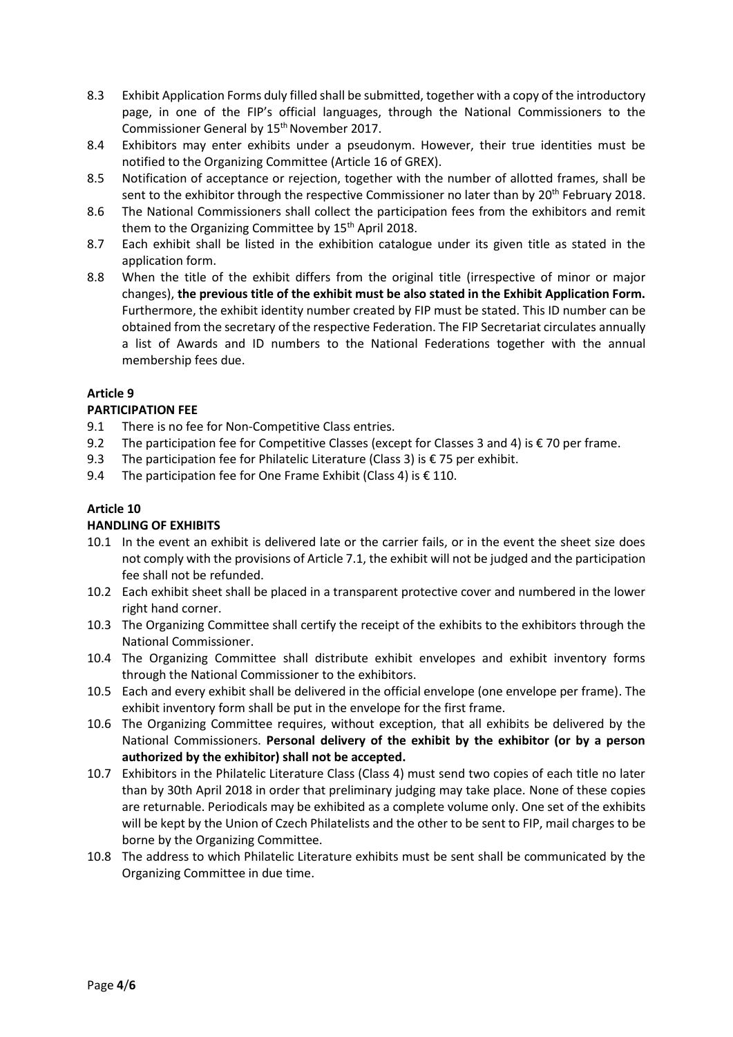8.3 Exhibit Application Forms duly filled shall be submitted, together with a copy of the introductory page, in one of the FIP's official languages, through the National Commissioners to the Commissioner General by 15th November 2017.

8.4 Exhibitors may enter exhibits under a pseudonym. However, their true identities must be notified to the Organizing Committee (Article 16 of GREX).

8.5 Notification of acceptance or rejection, together with the number of allotted frames, shall be sent to the exhibitor through the respective Commissioner no later than by 20th February 2018.

8.6 The National Commissioners shall collect the participation fees from the exhibitors and remit them to the Organizing Committee by 15th April 2018.

8.7 Each exhibit shall be listed in the exhibition catalogue under its given title as stated in the application form.

8.8 When the title of the exhibit differs from the original title (irrespective of minor or major changes), **the previous title of the exhibit must be also stated in the Exhibit Application Form.** Furthermore, the exhibit identity number created by FIP must be stated. This ID number can be obtained from the secretary of the respective Federation. The FIP Secretariat circulates annually a list of Awards and ID numbers to the National Federations together with the annual membership fees due.

**Article 9**

**PARTICIPATION FEE**

9.1 There is no fee for Non-Competitive Class entries.

9.2 The participation fee for Competitive Classes (except for Classes 3 and 4) is € 70 per frame.

9.3 The participation fee for Philatelic Literature (Class 3) is € 75 per exhibit.

9.4 The participation fee for One Frame Exhibit (Class 4) is € 110.

**Article 10**

**HANDLING OF EXHIBITS**

10.1 In the event an exhibit is delivered late or the carrier fails, or in the event the sheet size does not comply with the provisions of Article 7.1, the exhibit will not be judged and the participation fee shall not be refunded.

10.2 Each exhibit sheet shall be placed in a transparent protective cover and numbered in the lower right hand corner.

10.3 The Organizing Committee shall certify the receipt of the exhibits to the exhibitors through the National Commissioner.

10.4 The Organizing Committee shall distribute exhibit envelopes and exhibit inventory forms through the National Commissioner to the exhibitors.

10.5 Each and every exhibit shall be delivered in the official envelope (one envelope per frame). The exhibit inventory form shall be put in the envelope for the first frame.

10.6 The Organizing Committee requires, without exception, that all exhibits be delivered by the National Commissioners. **Personal delivery of the exhibit by the exhibitor (or by a person authorized by the exhibitor) shall not be accepted.**

10.7 Exhibitors in the Philatelic Literature Class (Class 4) must send two copies of each title no later than by 30th April 2018 in order that preliminary judging may take place. None of these copies are returnable. Periodicals may be exhibited as a complete volume only. One set of the exhibits will be kept by the Union of Czech Philatelists and the other to be sent to FIP, mail charges to be borne by the Organizing Committee.

10.8 The address to which Philatelic Literature exhibits must be sent shall be communicated by the Organizing Committee in due time.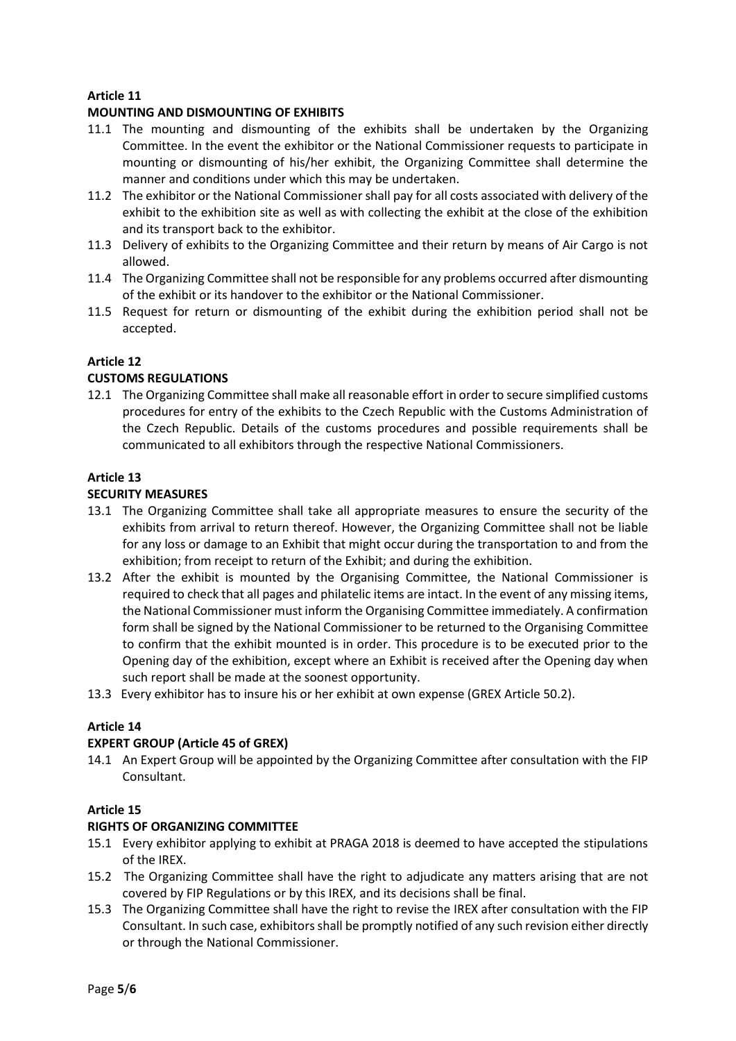**Article 11**

**MOUNTING AND DISMOUNTING OF EXHIBITS**

11.1 The mounting and dismounting of the exhibits shall be undertaken by the Organizing Committee. In the event the exhibitor or the National Commissioner requests to participate in mounting or dismounting of his/her exhibit, the Organizing Committee shall determine the manner and conditions under which this may be undertaken.

11.2 The exhibitor or the National Commissioner shall pay for all costs associated with delivery of the exhibit to the exhibition site as well as with collecting the exhibit at the close of the exhibition and its transport back to the exhibitor.

11.3 Delivery of exhibits to the Organizing Committee and their return by means of Air Cargo is not allowed.

11.4 The Organizing Committee shall not be responsible for any problems occurred after dismounting of the exhibit or its handover to the exhibitor or the National Commissioner.

11.5 Request for return or dismounting of the exhibit during the exhibition period shall not be accepted.

**Article 12**

**CUSTOMS REGULATIONS**

12.1 The Organizing Committee shall make all reasonable effort in order to secure simplified customs procedures for entry of the exhibits to the Czech Republic with the Customs Administration of the Czech Republic. Details of the customs procedures and possible requirements shall be communicated to all exhibitors through the respective National Commissioners.

**Article 13**

**SECURITY MEASURES**

13.1 The Organizing Committee shall take all appropriate measures to ensure the security of the exhibits from arrival to return thereof. However, the Organizing Committee shall not be liable for any loss or damage to an Exhibit that might occur during the transportation to and from the exhibition; from receipt to return of the Exhibit; and during the exhibition.

13.2 After the exhibit is mounted by the Organising Committee, the National Commissioner is required to check that all pages and philatelic items are intact. In the event of any missing items, the National Commissioner must inform the Organising Committee immediately. A confirmation form shall be signed by the National Commissioner to be returned to the Organising Committee to confirm that the exhibit mounted is in order. This procedure is to be executed prior to the Opening day of the exhibition, except where an Exhibit is received after the Opening day when such report shall be made at the soonest opportunity.

13.3 Every exhibitor has to insure his or her exhibit at own expense (GREX Article 50.2).

**Article 14**

**EXPERT GROUP (Article 45 of GREX)**

14.1 An Expert Group will be appointed by the Organizing Committee after consultation with the FIP Consultant.

**Article 15**

**RIGHTS OF ORGANIZING COMMITTEE**

15.1 Every exhibitor applying to exhibit at PRAGA 2018 is deemed to have accepted the stipulations of the IREX.

15.2 The Organizing Committee shall have the right to adjudicate any matters arising that are not covered by FIP Regulations or by this IREX, and its decisions shall be final.

15.3 The Organizing Committee shall have the right to revise the IREX after consultation with the FIP Consultant. In such case, exhibitors shall be promptly notified of any such revision either directly or through the National Commissioner.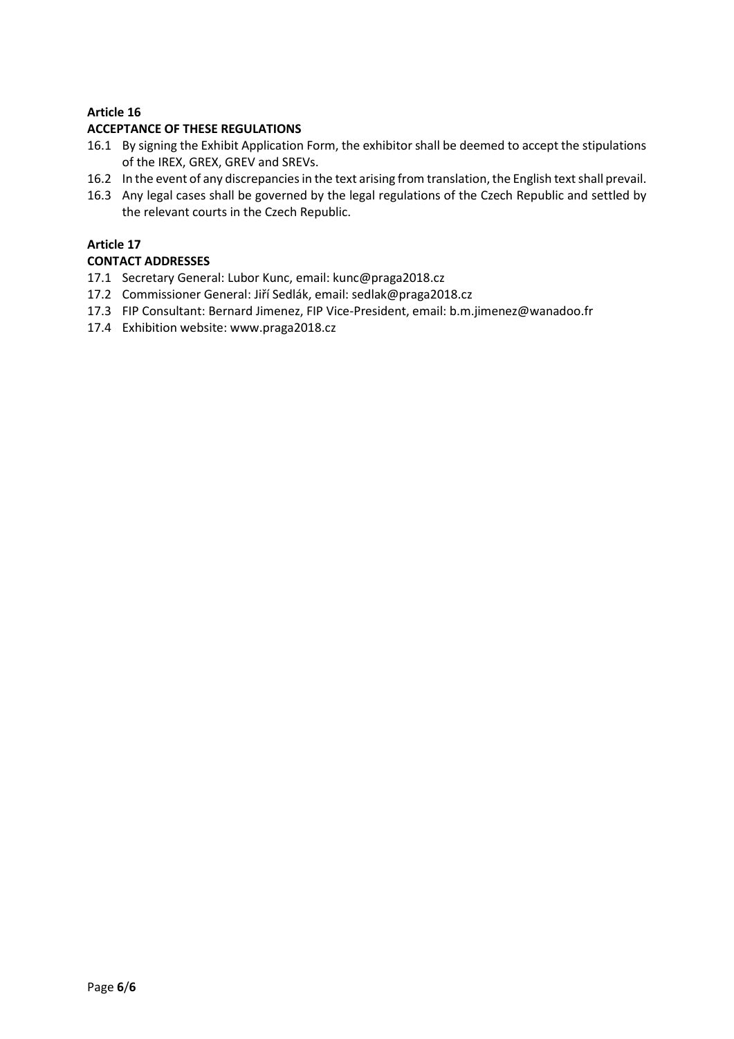**Article 16**

**ACCEPTANCE OF THESE REGULATIONS**

16.1 By signing the Exhibit Application Form, the exhibitor shall be deemed to accept the stipulations of the IREX, GREX, GREV and SREVs.

16.2 In the event of any discrepancies in the text arising from translation, the English text shall prevail.

16.3 Any legal cases shall be governed by the legal regulations of the Czech Republic and settled by the relevant courts in the Czech Republic.

**Article 17**

**CONTACT ADDRESSES**

17.1 Secretary General: Lubor Kunc, email: kunc@praga2018.cz

17.2 Commissioner General: Jiří Sedlák, email: sedlak@praga2018.cz

17.3 FIP Consultant: Bernard Jimenez, FIP Vice-President, email: b.m.jimenez@wanadoo.fr

17.4 Exhibition website: www.praga2018.cz